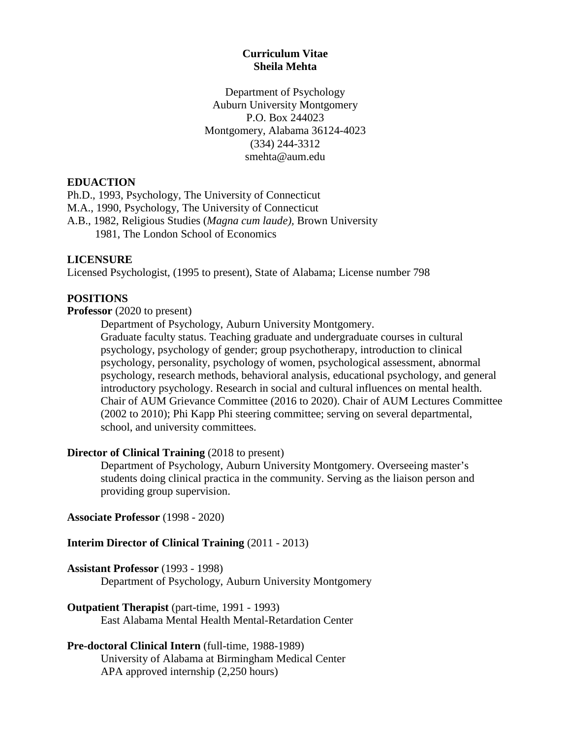**Curriculum Vitae**
**Sheila Mehta**

Department of Psychology
Auburn University Montgomery
P.O. Box 244023
Montgomery, Alabama 36124-4023
(334) 244-3312
smehta@aum.edu

## EDUACTION

Ph.D., 1993, Psychology, The University of Connecticut
M.A., 1990, Psychology, The University of Connecticut
A.B., 1982, Religious Studies (*Magna cum laude),* Brown University
    1981, The London School of Economics

## LICENSURE

Licensed Psychologist, (1995 to present), State of Alabama; License number 798

## POSITIONS

**Professor** (2020 to present)

> Department of Psychology, Auburn University Montgomery.
> Graduate faculty status. Teaching graduate and undergraduate courses in cultural psychology, psychology of gender; group psychotherapy, introduction to clinical psychology, personality, psychology of women, psychological assessment, abnormal psychology, research methods, behavioral analysis, educational psychology, and general introductory psychology. Research in social and cultural influences on mental health. Chair of AUM Grievance Committee (2016 to 2020). Chair of AUM Lectures Committee (2002 to 2010); Phi Kapp Phi steering committee; serving on several departmental, school, and university committees.

**Director of Clinical Training** (2018 to present)

> Department of Psychology, Auburn University Montgomery. Overseeing master's students doing clinical practica in the community. Serving as the liaison person and providing group supervision.

**Associate Professor** (1998 - 2020)

**Interim Director of Clinical Training** (2011 - 2013)

**Assistant Professor** (1993 - 1998)

> Department of Psychology, Auburn University Montgomery

**Outpatient Therapist** (part-time, 1991 - 1993)

> East Alabama Mental Health Mental-Retardation Center

**Pre-doctoral Clinical Intern** (full-time, 1988-1989)

> University of Alabama at Birmingham Medical Center
> APA approved internship (2,250 hours)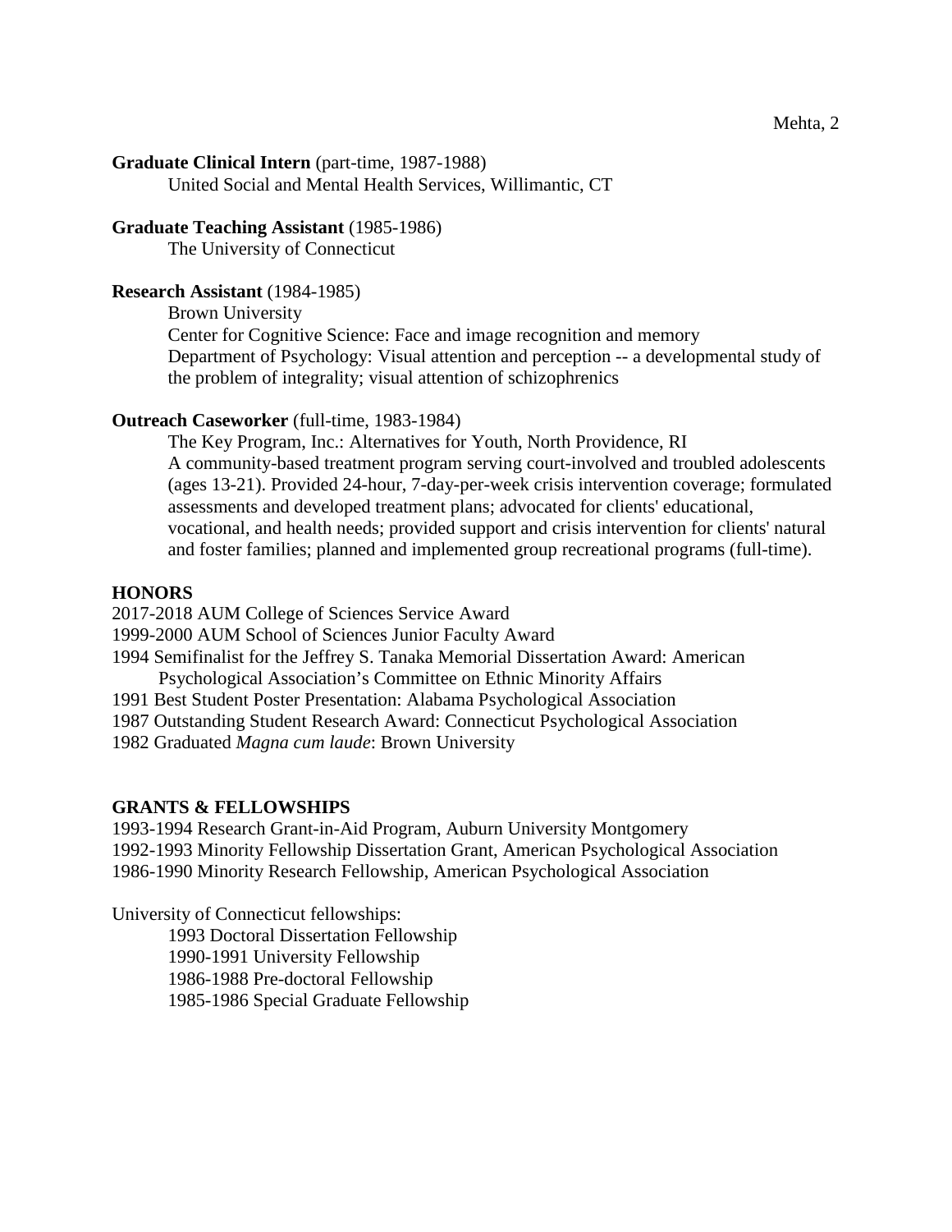**Graduate Clinical Intern** (part-time, 1987-1988)

United Social and Mental Health Services, Willimantic, CT

**Graduate Teaching Assistant** (1985-1986)

The University of Connecticut

**Research Assistant** (1984-1985)

Brown University

Center for Cognitive Science: Face and image recognition and memory

Department of Psychology: Visual attention and perception -- a developmental study of the problem of integrality; visual attention of schizophrenics

**Outreach Caseworker** (full-time, 1983-1984)

The Key Program, Inc.: Alternatives for Youth, North Providence, RI

A community-based treatment program serving court-involved and troubled adolescents (ages 13-21). Provided 24-hour, 7-day-per-week crisis intervention coverage; formulated assessments and developed treatment plans; advocated for clients' educational, vocational, and health needs; provided support and crisis intervention for clients' natural and foster families; planned and implemented group recreational programs (full-time).

## HONORS

2017-2018 AUM College of Sciences Service Award

1999-2000 AUM School of Sciences Junior Faculty Award

1994 Semifinalist for the Jeffrey S. Tanaka Memorial Dissertation Award: American Psychological Association's Committee on Ethnic Minority Affairs

1991 Best Student Poster Presentation: Alabama Psychological Association

1987 Outstanding Student Research Award: Connecticut Psychological Association

1982 Graduated *Magna cum laude*: Brown University

## GRANTS & FELLOWSHIPS

1993-1994 Research Grant-in-Aid Program, Auburn University Montgomery

1992-1993 Minority Fellowship Dissertation Grant, American Psychological Association

1986-1990 Minority Research Fellowship, American Psychological Association

University of Connecticut fellowships:

1993 Doctoral Dissertation Fellowship

1990-1991 University Fellowship

1986-1988 Pre-doctoral Fellowship

1985-1986 Special Graduate Fellowship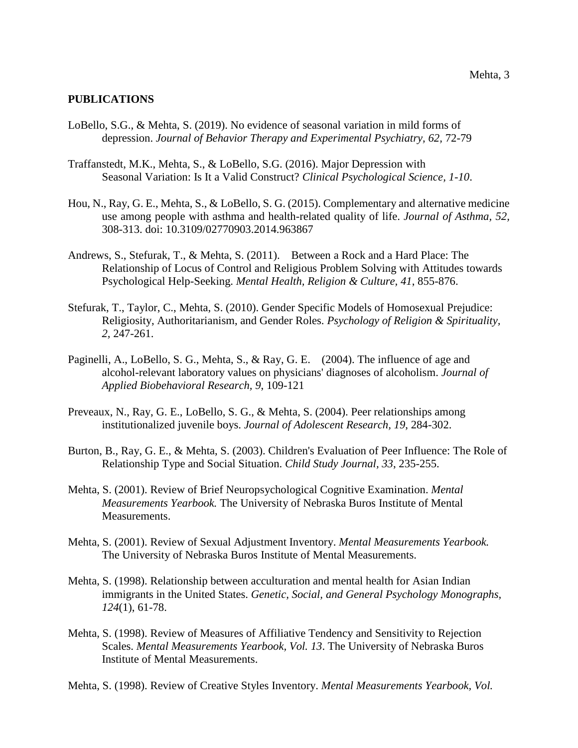**PUBLICATIONS**

LoBello, S.G., & Mehta, S. (2019). No evidence of seasonal variation in mild forms of depression. *Journal of Behavior Therapy and Experimental Psychiatry, 62,* 72-79

Traffanstedt, M.K., Mehta, S., & LoBello, S.G. (2016). Major Depression with Seasonal Variation: Is It a Valid Construct? *Clinical Psychological Science, 1-10*.

Hou, N., Ray, G. E., Mehta, S., & LoBello, S. G. (2015). Complementary and alternative medicine use among people with asthma and health-related quality of life. *Journal of Asthma, 52,* 308-313. doi: 10.3109/02770903.2014.963867

Andrews, S., Stefurak, T., & Mehta, S. (2011). Between a Rock and a Hard Place: The Relationship of Locus of Control and Religious Problem Solving with Attitudes towards Psychological Help-Seeking. *Mental Health, Religion & Culture, 41*, 855-876.

Stefurak, T., Taylor, C., Mehta, S. (2010). Gender Specific Models of Homosexual Prejudice: Religiosity, Authoritarianism, and Gender Roles. *Psychology of Religion & Spirituality, 2,* 247-261.

Paginelli, A., LoBello, S. G., Mehta, S., & Ray, G. E. (2004). The influence of age and alcohol-relevant laboratory values on physicians' diagnoses of alcoholism. *Journal of Applied Biobehavioral Research, 9*, 109-121

Preveaux, N., Ray, G. E., LoBello, S. G., & Mehta, S. (2004). Peer relationships among institutionalized juvenile boys. *Journal of Adolescent Research, 19*, 284-302.

Burton, B., Ray, G. E., & Mehta, S. (2003). Children's Evaluation of Peer Influence: The Role of Relationship Type and Social Situation. *Child Study Journal, 33*, 235-255.

Mehta, S. (2001). Review of Brief Neuropsychological Cognitive Examination. *Mental Measurements Yearbook.* The University of Nebraska Buros Institute of Mental Measurements.

Mehta, S. (2001). Review of Sexual Adjustment Inventory. *Mental Measurements Yearbook.* The University of Nebraska Buros Institute of Mental Measurements.

Mehta, S. (1998). Relationship between acculturation and mental health for Asian Indian immigrants in the United States. *Genetic, Social, and General Psychology Monographs, 124*(1), 61-78.

Mehta, S. (1998). Review of Measures of Affiliative Tendency and Sensitivity to Rejection Scales. *Mental Measurements Yearbook, Vol. 13*. The University of Nebraska Buros Institute of Mental Measurements.

Mehta, S. (1998). Review of Creative Styles Inventory. *Mental Measurements Yearbook, Vol.*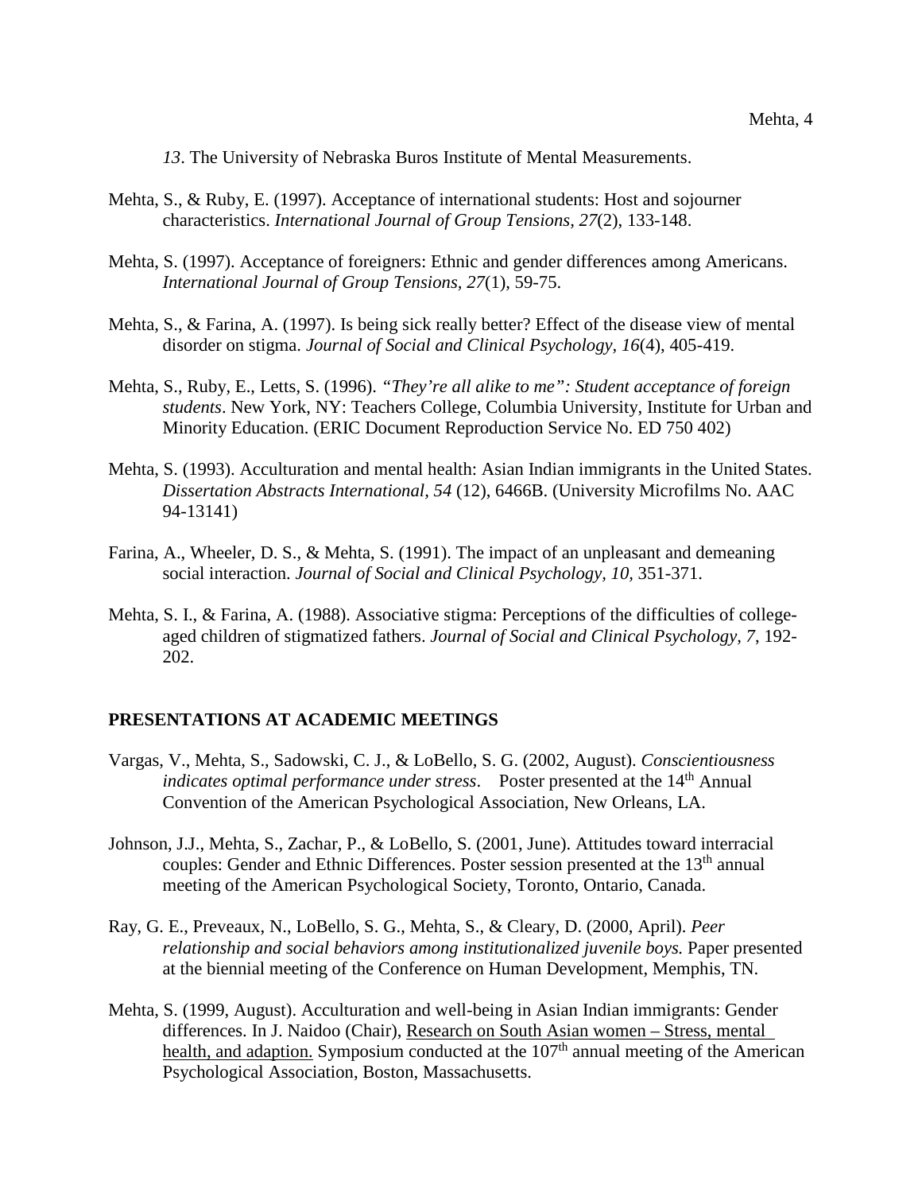*13*. The University of Nebraska Buros Institute of Mental Measurements.

Mehta, S., & Ruby, E. (1997). Acceptance of international students: Host and sojourner characteristics. *International Journal of Group Tensions, 27*(2), 133-148.

Mehta, S. (1997). Acceptance of foreigners: Ethnic and gender differences among Americans. *International Journal of Group Tensions, 27*(1), 59-75.

Mehta, S., & Farina, A. (1997). Is being sick really better? Effect of the disease view of mental disorder on stigma. *Journal of Social and Clinical Psychology, 16*(4), 405-419.

Mehta, S., Ruby, E., Letts, S. (1996). *"They're all alike to me": Student acceptance of foreign students*. New York, NY: Teachers College, Columbia University, Institute for Urban and Minority Education. (ERIC Document Reproduction Service No. ED 750 402)

Mehta, S. (1993). Acculturation and mental health: Asian Indian immigrants in the United States. *Dissertation Abstracts International, 54* (12), 6466B. (University Microfilms No. AAC 94-13141)

Farina, A., Wheeler, D. S., & Mehta, S. (1991). The impact of an unpleasant and demeaning social interaction. *Journal of Social and Clinical Psychology, 10,* 351-371.

Mehta, S. I., & Farina, A. (1988). Associative stigma: Perceptions of the difficulties of college-aged children of stigmatized fathers. *Journal of Social and Clinical Psychology, 7*, 192-202.

## PRESENTATIONS AT ACADEMIC MEETINGS

Vargas, V., Mehta, S., Sadowski, C. J., & LoBello, S. G. (2002, August). *Conscientiousness indicates optimal performance under stress*. Poster presented at the 14th Annual Convention of the American Psychological Association, New Orleans, LA.

Johnson, J.J., Mehta, S., Zachar, P., & LoBello, S. (2001, June). Attitudes toward interracial couples: Gender and Ethnic Differences. Poster session presented at the 13th annual meeting of the American Psychological Society, Toronto, Ontario, Canada.

Ray, G. E., Preveaux, N., LoBello, S. G., Mehta, S., & Cleary, D. (2000, April). *Peer relationship and social behaviors among institutionalized juvenile boys.* Paper presented at the biennial meeting of the Conference on Human Development, Memphis, TN.

Mehta, S. (1999, August). Acculturation and well-being in Asian Indian immigrants: Gender differences. In J. Naidoo (Chair), Research on South Asian women – Stress, mental health, and adaption. Symposium conducted at the 107th annual meeting of the American Psychological Association, Boston, Massachusetts.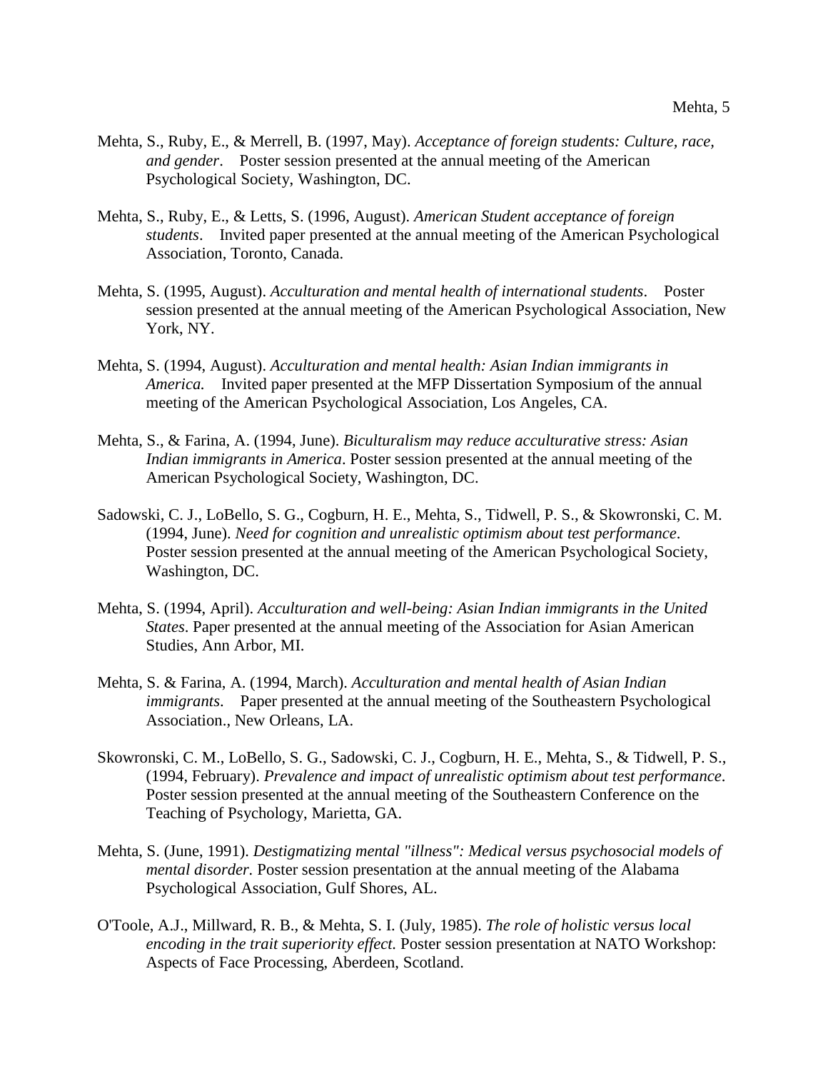Mehta, S., Ruby, E., & Merrell, B. (1997, May). *Acceptance of foreign students: Culture, race, and gender*. Poster session presented at the annual meeting of the American Psychological Society, Washington, DC.

Mehta, S., Ruby, E., & Letts, S. (1996, August). *American Student acceptance of foreign students*. Invited paper presented at the annual meeting of the American Psychological Association, Toronto, Canada.

Mehta, S. (1995, August). *Acculturation and mental health of international students*. Poster session presented at the annual meeting of the American Psychological Association, New York, NY.

Mehta, S. (1994, August). *Acculturation and mental health: Asian Indian immigrants in America.* Invited paper presented at the MFP Dissertation Symposium of the annual meeting of the American Psychological Association, Los Angeles, CA.

Mehta, S., & Farina, A. (1994, June). *Biculturalism may reduce acculturative stress: Asian Indian immigrants in America*. Poster session presented at the annual meeting of the American Psychological Society, Washington, DC.

Sadowski, C. J., LoBello, S. G., Cogburn, H. E., Mehta, S., Tidwell, P. S., & Skowronski, C. M. (1994, June). *Need for cognition and unrealistic optimism about test performance*. Poster session presented at the annual meeting of the American Psychological Society, Washington, DC.

Mehta, S. (1994, April). *Acculturation and well-being: Asian Indian immigrants in the United States*. Paper presented at the annual meeting of the Association for Asian American Studies, Ann Arbor, MI.

Mehta, S. & Farina, A. (1994, March). *Acculturation and mental health of Asian Indian immigrants*. Paper presented at the annual meeting of the Southeastern Psychological Association., New Orleans, LA.

Skowronski, C. M., LoBello, S. G., Sadowski, C. J., Cogburn, H. E., Mehta, S., & Tidwell, P. S., (1994, February). *Prevalence and impact of unrealistic optimism about test performance*. Poster session presented at the annual meeting of the Southeastern Conference on the Teaching of Psychology, Marietta, GA.

Mehta, S. (June, 1991). *Destigmatizing mental "illness": Medical versus psychosocial models of mental disorder.* Poster session presentation at the annual meeting of the Alabama Psychological Association, Gulf Shores, AL.

O'Toole, A.J., Millward, R. B., & Mehta, S. I. (July, 1985). *The role of holistic versus local encoding in the trait superiority effect.* Poster session presentation at NATO Workshop: Aspects of Face Processing, Aberdeen, Scotland.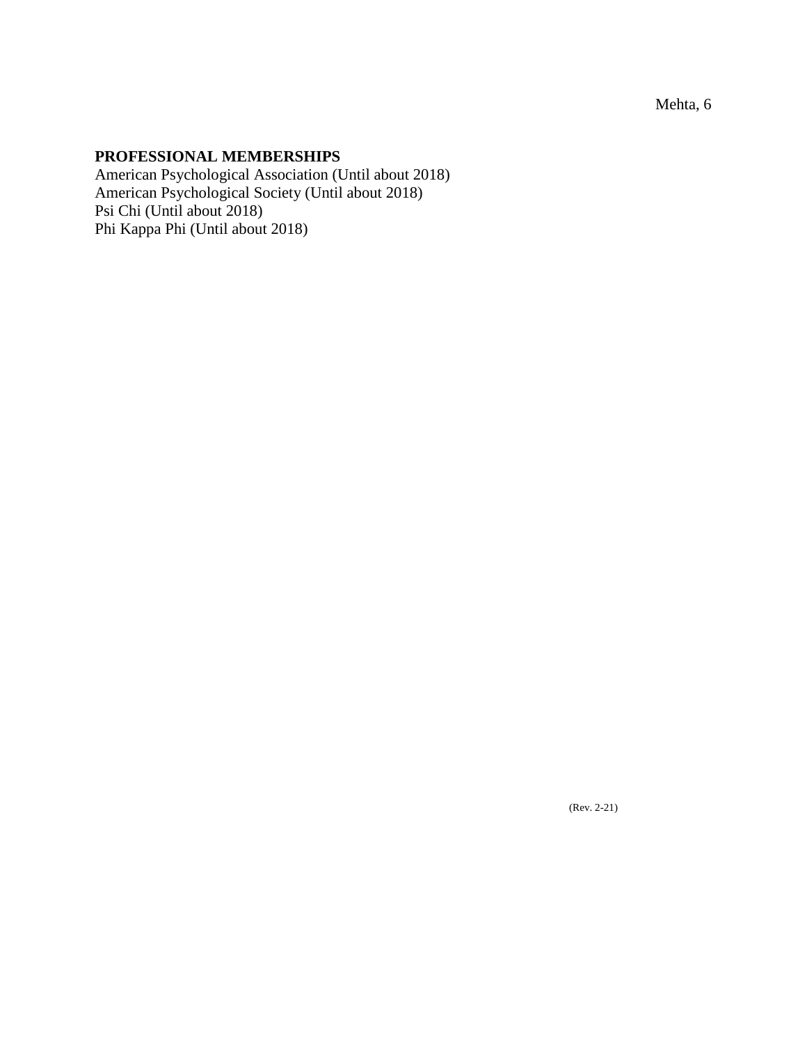**PROFESSIONAL MEMBERSHIPS**

American Psychological Association (Until about 2018)
American Psychological Society (Until about 2018)
Psi Chi (Until about 2018)
Phi Kappa Phi (Until about 2018)

(Rev. 2-21)